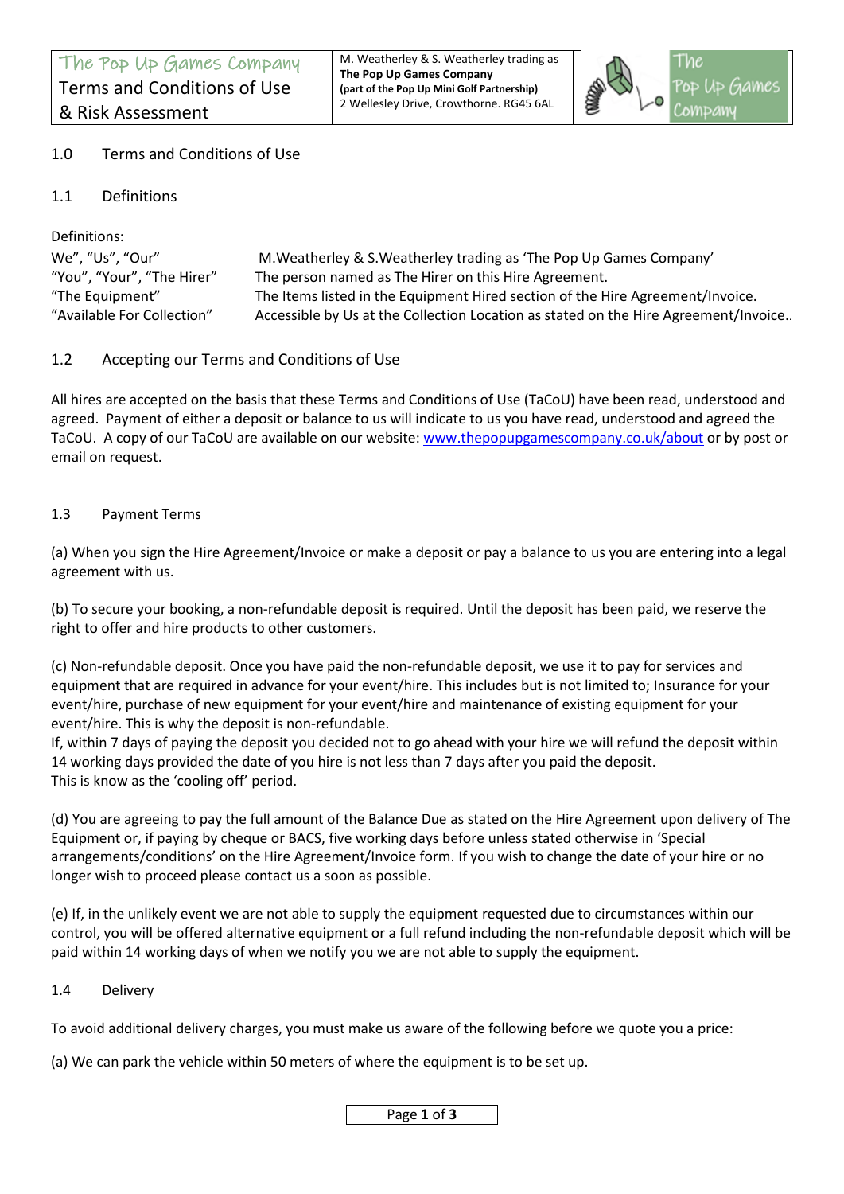| The Pop Up Games Company<br>Terms and Conditions of Use<br>& Risk Assessment | M. Weatherley & S. Weatherley trading as<br>**The Pop Up Games Company**<br>**(part of the Pop Up Mini Golf Partnership)**<br>2 Wellesley Drive, Crowthorne. RG45 6AL | The Pop Up Games Company |
|---|---|---|

## 1.0 Terms and Conditions of Use

### 1.1 Definitions

Definitions:

| | |
|---|---|
| We", "Us", "Our" | M.Weatherley & S.Weatherley trading as 'The Pop Up Games Company' |
| "You", "Your", "The Hirer" | The person named as The Hirer on this Hire Agreement. |
| "The Equipment" | The Items listed in the Equipment Hired section of the Hire Agreement/Invoice. |
| "Available For Collection" | Accessible by Us at the Collection Location as stated on the Hire Agreement/Invoice.. |

### 1.2 Accepting our Terms and Conditions of Use

All hires are accepted on the basis that these Terms and Conditions of Use (TaCoU) have been read, understood and agreed. Payment of either a deposit or balance to us will indicate to us you have read, understood and agreed the TaCoU. A copy of our TaCoU are available on our website: www.thepopupgamescompany.co.uk/about or by post or email on request.

### 1.3 Payment Terms

(a) When you sign the Hire Agreement/Invoice or make a deposit or pay a balance to us you are entering into a legal agreement with us.

(b) To secure your booking, a non-refundable deposit is required. Until the deposit has been paid, we reserve the right to offer and hire products to other customers.

(c) Non-refundable deposit. Once you have paid the non-refundable deposit, we use it to pay for services and equipment that are required in advance for your event/hire. This includes but is not limited to; Insurance for your event/hire, purchase of new equipment for your event/hire and maintenance of existing equipment for your event/hire. This is why the deposit is non-refundable.
If, within 7 days of paying the deposit you decided not to go ahead with your hire we will refund the deposit within 14 working days provided the date of you hire is not less than 7 days after you paid the deposit.
This is know as the 'cooling off' period.

(d) You are agreeing to pay the full amount of the Balance Due as stated on the Hire Agreement upon delivery of The Equipment or, if paying by cheque or BACS, five working days before unless stated otherwise in 'Special arrangements/conditions' on the Hire Agreement/Invoice form. If you wish to change the date of your hire or no longer wish to proceed please contact us a soon as possible.

(e) If, in the unlikely event we are not able to supply the equipment requested due to circumstances within our control, you will be offered alternative equipment or a full refund including the non-refundable deposit which will be paid within 14 working days of when we notify you we are not able to supply the equipment.

### 1.4 Delivery

To avoid additional delivery charges, you must make us aware of the following before we quote you a price:

(a) We can park the vehicle within 50 meters of where the equipment is to be set up.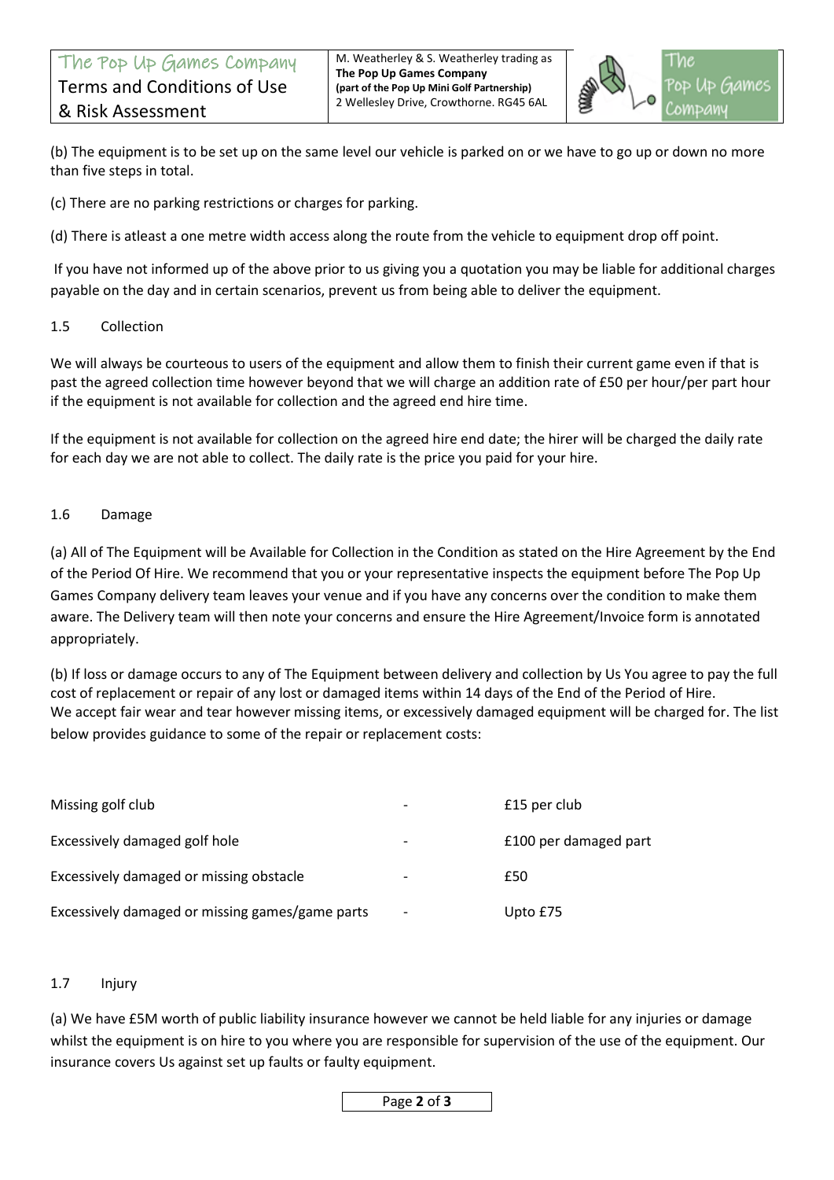(b) The equipment is to be set up on the same level our vehicle is parked on or we have to go up or down no more than five steps in total.

(c) There are no parking restrictions or charges for parking.

(d) There is atleast a one metre width access along the route from the vehicle to equipment drop off point.

If you have not informed up of the above prior to us giving you a quotation you may be liable for additional charges payable on the day and in certain scenarios, prevent us from being able to deliver the equipment.

### 1.5 Collection

We will always be courteous to users of the equipment and allow them to finish their current game even if that is past the agreed collection time however beyond that we will charge an addition rate of £50 per hour/per part hour if the equipment is not available for collection and the agreed end hire time.

If the equipment is not available for collection on the agreed hire end date; the hirer will be charged the daily rate for each day we are not able to collect. The daily rate is the price you paid for your hire.

### 1.6 Damage

(a) All of The Equipment will be Available for Collection in the Condition as stated on the Hire Agreement by the End of the Period Of Hire. We recommend that you or your representative inspects the equipment before The Pop Up Games Company delivery team leaves your venue and if you have any concerns over the condition to make them aware. The Delivery team will then note your concerns and ensure the Hire Agreement/Invoice form is annotated appropriately.

(b) If loss or damage occurs to any of The Equipment between delivery and collection by Us You agree to pay the full cost of replacement or repair of any lost or damaged items within 14 days of the End of the Period of Hire.
We accept fair wear and tear however missing items, or excessively damaged equipment will be charged for. The list below provides guidance to some of the repair or replacement costs:

| Item | | Cost |
|---|---|---|
| Missing golf club | - | £15 per club |
| Excessively damaged golf hole | - | £100 per damaged part |
| Excessively damaged or missing obstacle | - | £50 |
| Excessively damaged or missing games/game parts | - | Upto £75 |

### 1.7 Injury

(a) We have £5M worth of public liability insurance however we cannot be held liable for any injuries or damage whilst the equipment is on hire to you where you are responsible for supervision of the use of the equipment. Our insurance covers Us against set up faults or faulty equipment.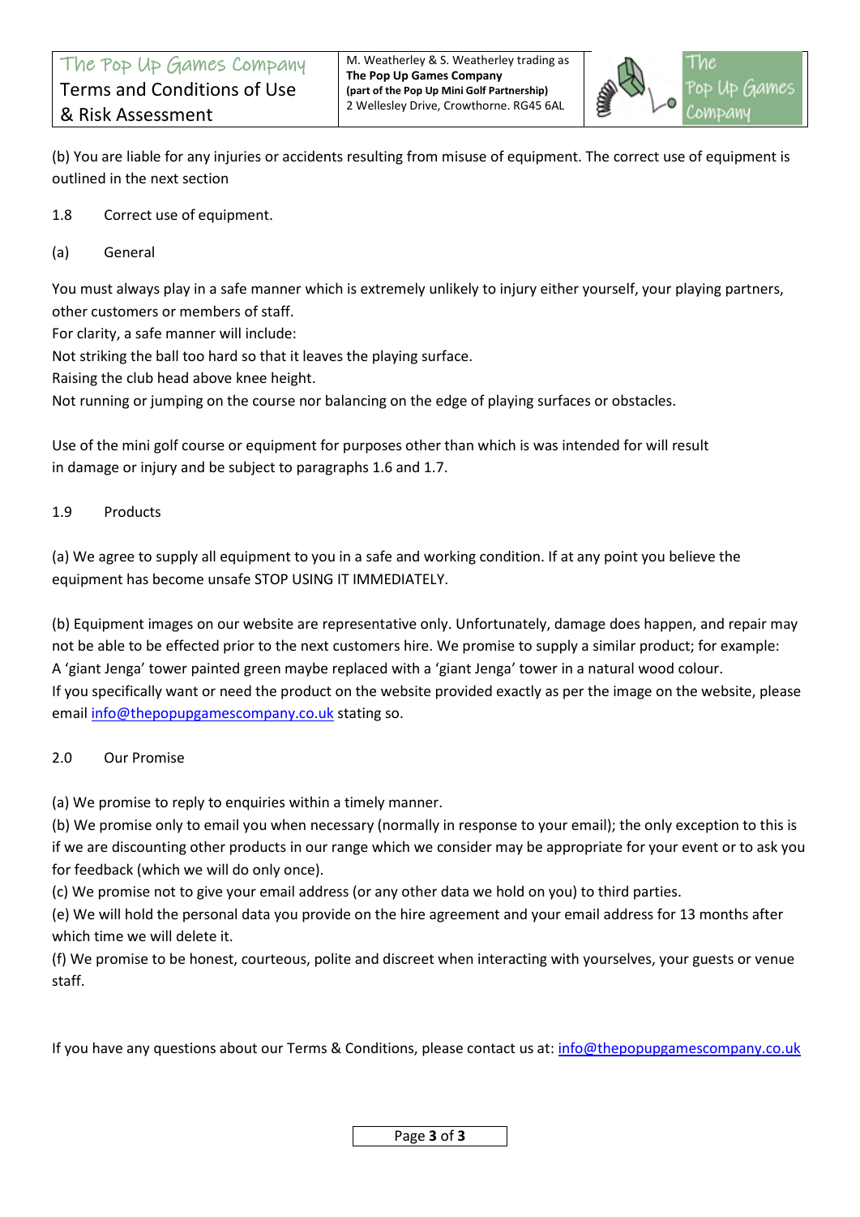(b) You are liable for any injuries or accidents resulting from misuse of equipment. The correct use of equipment is outlined in the next section

1.8 Correct use of equipment.

(a) General

You must always play in a safe manner which is extremely unlikely to injury either yourself, your playing partners, other customers or members of staff.
For clarity, a safe manner will include:
Not striking the ball too hard so that it leaves the playing surface.
Raising the club head above knee height.
Not running or jumping on the course nor balancing on the edge of playing surfaces or obstacles.

Use of the mini golf course or equipment for purposes other than which is was intended for will result in damage or injury and be subject to paragraphs 1.6 and 1.7.

1.9 Products

(a) We agree to supply all equipment to you in a safe and working condition. If at any point you believe the equipment has become unsafe STOP USING IT IMMEDIATELY.

(b) Equipment images on our website are representative only. Unfortunately, damage does happen, and repair may not be able to be effected prior to the next customers hire. We promise to supply a similar product; for example: A 'giant Jenga' tower painted green maybe replaced with a 'giant Jenga' tower in a natural wood colour.
If you specifically want or need the product on the website provided exactly as per the image on the website, please email info@thepopupgamescompany.co.uk stating so.

2.0 Our Promise

(a) We promise to reply to enquiries within a timely manner.
(b) We promise only to email you when necessary (normally in response to your email); the only exception to this is if we are discounting other products in our range which we consider may be appropriate for your event or to ask you for feedback (which we will do only once).
(c) We promise not to give your email address (or any other data we hold on you) to third parties.
(e) We will hold the personal data you provide on the hire agreement and your email address for 13 months after which time we will delete it.
(f) We promise to be honest, courteous, polite and discreet when interacting with yourselves, your guests or venue staff.

If you have any questions about our Terms & Conditions, please contact us at: info@thepopupgamescompany.co.uk